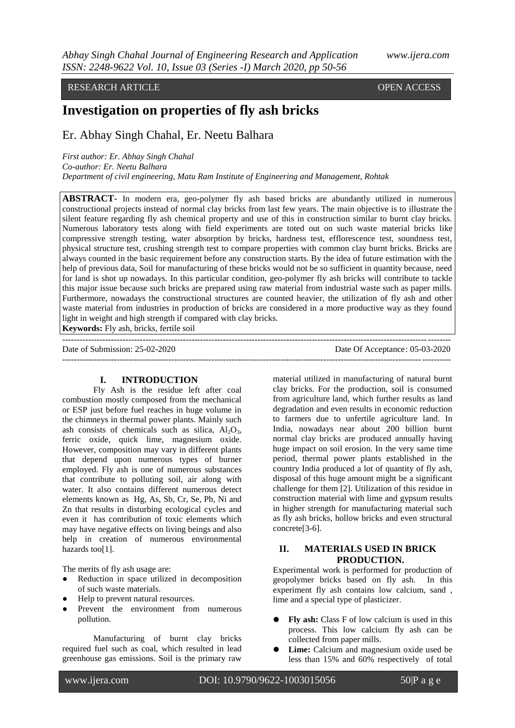RESEARCH ARTICLE OPEN ACCESS

# Investigation on properties of fly ash bricks

Er. Abhay Singh Chahal, Er. Neetu Balhara

*First author: Er. Abhay Singh Chahal*
*Co-author: Er. Neetu Balhara*
*Department of civil engineering, Matu Ram Institute of Engineering and Management, Rohtak*

**ABSTRACT**- In modern era, geo-polymer fly ash based bricks are abundantly utilized in numerous constructional projects instead of normal clay bricks from last few years. The main objective is to illustrate the silent feature regarding fly ash chemical property and use of this in construction similar to burnt clay bricks. Numerous laboratory tests along with field experiments are toted out on such waste material bricks like compressive strength testing, water absorption by bricks, hardness test, efflorescence test, soundness test, physical structure test, crushing strength test to compare properties with common clay burnt bricks. Bricks are always counted in the basic requirement before any construction starts. By the idea of future estimation with the help of previous data, Soil for manufacturing of these bricks would not be so sufficient in quantity because, need for land is shot up nowadays. In this particular condition, geo-polymer fly ash bricks will contribute to tackle this major issue because such bricks are prepared using raw material from industrial waste such as paper mills. Furthermore, nowadays the constructional structures are counted heavier, the utilization of fly ash and other waste material from industries in production of bricks are considered in a more productive way as they found light in weight and high strength if compared with clay bricks.

**Keywords:** Fly ash, bricks, fertile soil

---

Date of Submission: 25-02-2020 Date Of Acceptance: 05-03-2020

---

## I. INTRODUCTION

Fly Ash is the residue left after coal combustion mostly composed from the mechanical or ESP just before fuel reaches in huge volume in the chimneys in thermal power plants. Mainly such ash consists of chemicals such as silica, $Al_2O_3$, ferric oxide, quick lime, magnesium oxide. However, composition may vary in different plants that depend upon numerous types of burner employed. Fly ash is one of numerous substances that contribute to polluting soil, air along with water. It also contains different numerous detect elements known as Hg, As, Sb, Cr, Se, Pb, Ni and Zn that results in disturbing ecological cycles and even it has contribution of toxic elements which may have negative effects on living beings and also help in creation of numerous environmental hazards too[1].

The merits of fly ash usage are:

- Reduction in space utilized in decomposition of such waste materials.
- Help to prevent natural resources.
- Prevent the environment from numerous pollution.

Manufacturing of burnt clay bricks required fuel such as coal, which resulted in lead greenhouse gas emissions. Soil is the primary raw material utilized in manufacturing of natural burnt clay bricks. For the production, soil is consumed from agriculture land, which further results as land degradation and even results in economic reduction to farmers due to unfertile agriculture land. In India, nowadays near about 200 billion burnt normal clay bricks are produced annually having huge impact on soil erosion. In the very same time period, thermal power plants established in the country India produced a lot of quantity of fly ash, disposal of this huge amount might be a significant challenge for them [2]. Utilization of this residue in construction material with lime and gypsum results in higher strength for manufacturing material such as fly ash bricks, hollow bricks and even structural concrete[3-6].

## II. MATERIALS USED IN BRICK PRODUCTION.

Experimental work is performed for production of geopolymer bricks based on fly ash. In this experiment fly ash contains low calcium, sand , lime and a special type of plasticizer.

- **Fly ash:** Class F of low calcium is used in this process. This low calcium fly ash can be collected from paper mills.
- **Lime:** Calcium and magnesium oxide used be less than 15% and 60% respectively of total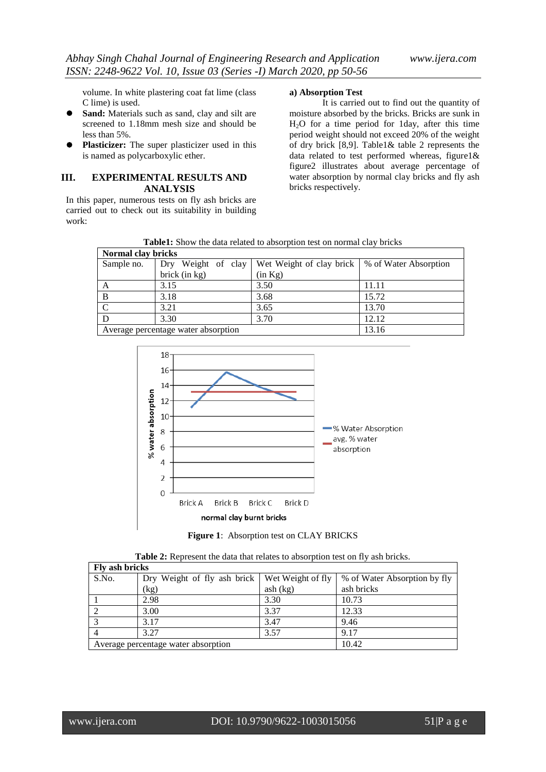volume. In white plastering coat fat lime (class C lime) is used.

- **Sand:** Materials such as sand, clay and silt are screened to 1.18mm mesh size and should be less than 5%.
- **Plasticizer:** The super plasticizer used in this is named as polycarboxylic ether.

## III. EXPERIMENTAL RESULTS AND ANALYSIS

In this paper, numerous tests on fly ash bricks are carried out to check out its suitability in building work:

**a) Absorption Test**

It is carried out to find out the quantity of moisture absorbed by the bricks. Bricks are sunk in $H_2O$ for a time period for 1day, after this time period weight should not exceed 20% of the weight of dry brick [8,9]. Table1& table 2 represents the data related to test performed whereas, figure1& figure2 illustrates about average percentage of water absorption by normal clay bricks and fly ash bricks respectively.

**Table1:** Show the data related to absorption test on normal clay bricks

| Normal clay bricks | | | |
|---|---|---|---|
| Sample no. | Dry Weight of clay brick (in kg) | Wet Weight of clay brick (in Kg) | % of Water Absorption |
| A | 3.15 | 3.50 | 11.11 |
| B | 3.18 | 3.68 | 15.72 |
| C | 3.21 | 3.65 | 13.70 |
| D | 3.30 | 3.70 | 12.12 |
| Average percentage water absorption | | | 13.16 |

**Figure 1**: Absorption test on CLAY BRICKS

**Table 2:** Represent the data that relates to absorption test on fly ash bricks.

| Fly ash bricks | | | |
|---|---|---|---|
| S.No. | Dry Weight of fly ash brick (kg) | Wet Weight of fly ash (kg) | % of Water Absorption by fly ash bricks |
| 1 | 2.98 | 3.30 | 10.73 |
| 2 | 3.00 | 3.37 | 12.33 |
| 3 | 3.17 | 3.47 | 9.46 |
| 4 | 3.27 | 3.57 | 9.17 |
| Average percentage water absorption | | | 10.42 |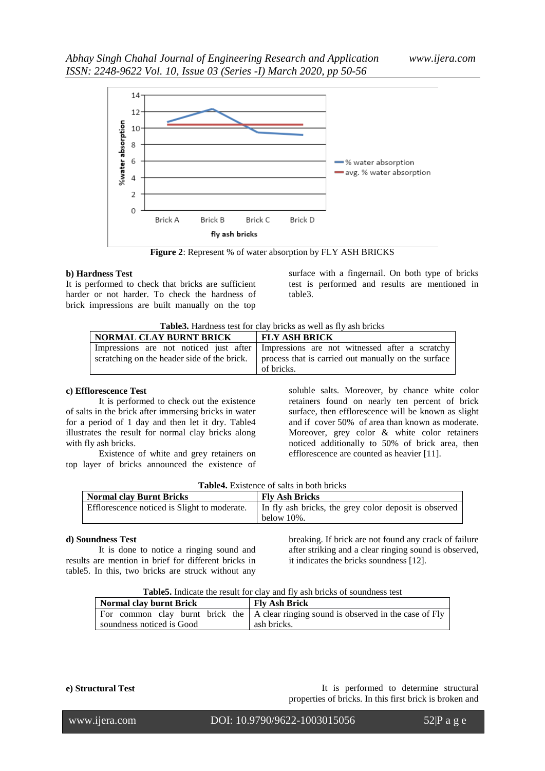**Figure 2**: Represent % of water absorption by FLY ASH BRICKS

**b) Hardness Test**

It is performed to check that bricks are sufficient harder or not harder. To check the hardness of brick impressions are built manually on the top surface with a fingernail. On both type of bricks test is performed and results are mentioned in table3.

**Table3.** Hardness test for clay bricks as well as fly ash bricks

| NORMAL CLAY BURNT BRICK | FLY ASH BRICK |
| --- | --- |
| Impressions are not noticed just after scratching on the header side of the brick. | Impressions are not witnessed after a scratchy process that is carried out manually on the surface of bricks. |

**c) Efflorescence Test**

It is performed to check out the existence of salts in the brick after immersing bricks in water for a period of 1 day and then let it dry. Table4 illustrates the result for normal clay bricks along with fly ash bricks.

Existence of white and grey retainers on top layer of bricks announced the existence of soluble salts. Moreover, by chance white color retainers found on nearly ten percent of brick surface, then efflorescence will be known as slight and if cover 50% of area than known as moderate. Moreover, grey color & white color retainers noticed additionally to 50% of brick area, then efflorescence are counted as heavier [11].

**Table4.** Existence of salts in both bricks

| Normal clay Burnt Bricks | Fly Ash Bricks |
| --- | --- |
| Efflorescence noticed is Slight to moderate. | In fly ash bricks, the grey color deposit is observed below 10%. |

**d) Soundness Test**

It is done to notice a ringing sound and results are mention in brief for different bricks in table5. In this, two bricks are struck without any breaking. If brick are not found any crack of failure after striking and a clear ringing sound is observed, it indicates the bricks soundness [12].

**Table5.** Indicate the result for clay and fly ash bricks of soundness test

| Normal clay burnt Brick | Fly Ash Brick |
| --- | --- |
| For common clay burnt brick the soundness noticed is Good | A clear ringing sound is observed in the case of Fly ash bricks. |

**e) Structural Test**

It is performed to determine structural properties of bricks. In this first brick is broken and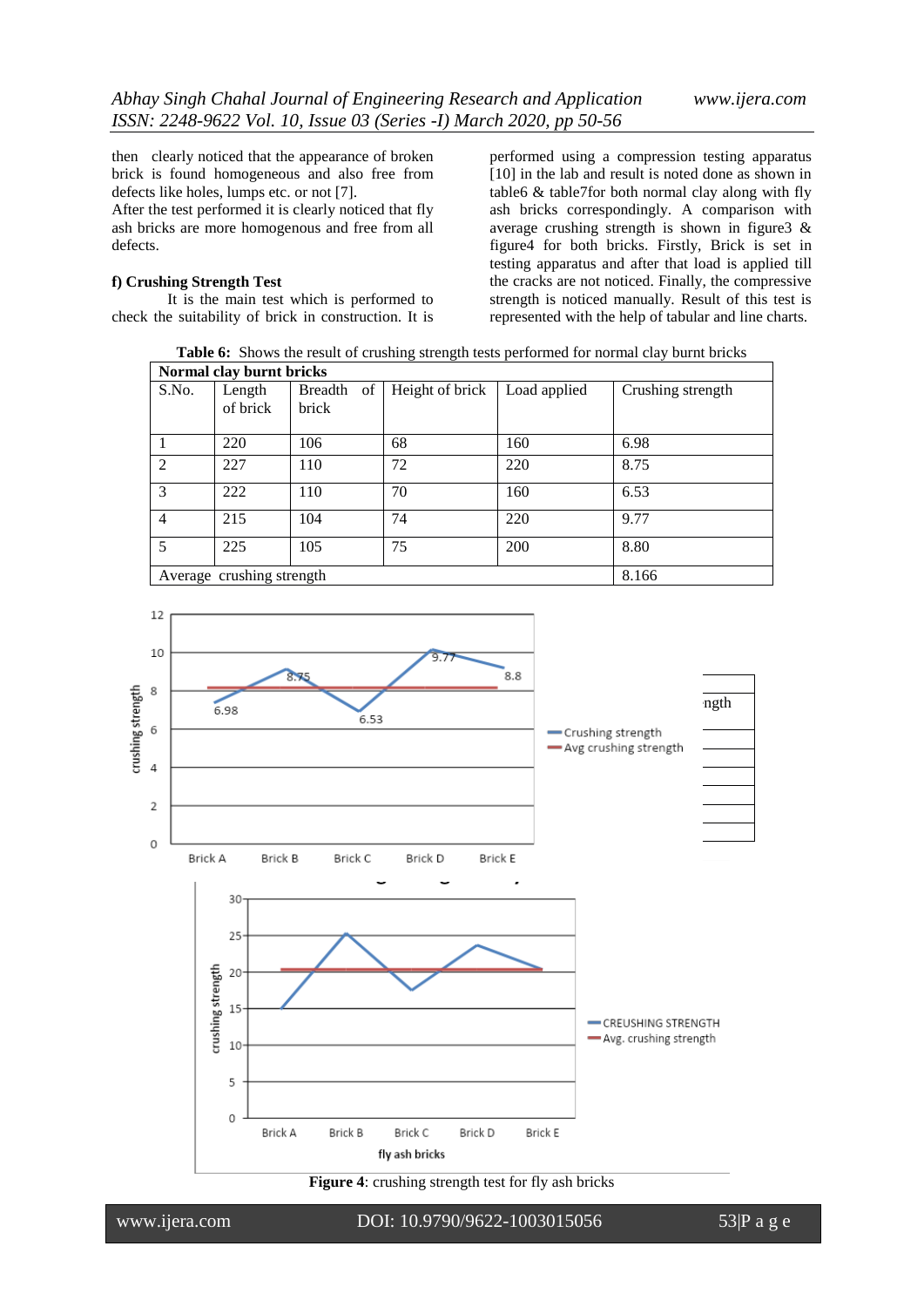then clearly noticed that the appearance of broken brick is found homogeneous and also free from defects like holes, lumps etc. or not [7].

After the test performed it is clearly noticed that fly ash bricks are more homogenous and free from all defects.

### f) Crushing Strength Test

It is the main test which is performed to check the suitability of brick in construction. It is performed using a compression testing apparatus [10] in the lab and result is noted done as shown in table6 & table7for both normal clay along with fly ash bricks correspondingly. A comparison with average crushing strength is shown in figure3 & figure4 for both bricks. Firstly, Brick is set in testing apparatus and after that load is applied till the cracks are not noticed. Finally, the compressive strength is noticed manually. Result of this test is represented with the help of tabular and line charts.

**Table 6:** Shows the result of crushing strength tests performed for normal clay burnt bricks

| **Normal clay burnt bricks** | | | | | |
|---|---|---|---|---|---|
| S.No. | Length of brick | Breadth of brick | Height of brick | Load applied | Crushing strength |
| 1 | 220 | 106 | 68 | 160 | 6.98 |
| 2 | 227 | 110 | 72 | 220 | 8.75 |
| 3 | 222 | 110 | 70 | 160 | 6.53 |
| 4 | 215 | 104 | 74 | 220 | 9.77 |
| 5 | 225 | 105 | 75 | 200 | 8.80 |
| Average crushing strength | | | | | 8.166 |

**Figure 4**: crushing strength test for fly ash bricks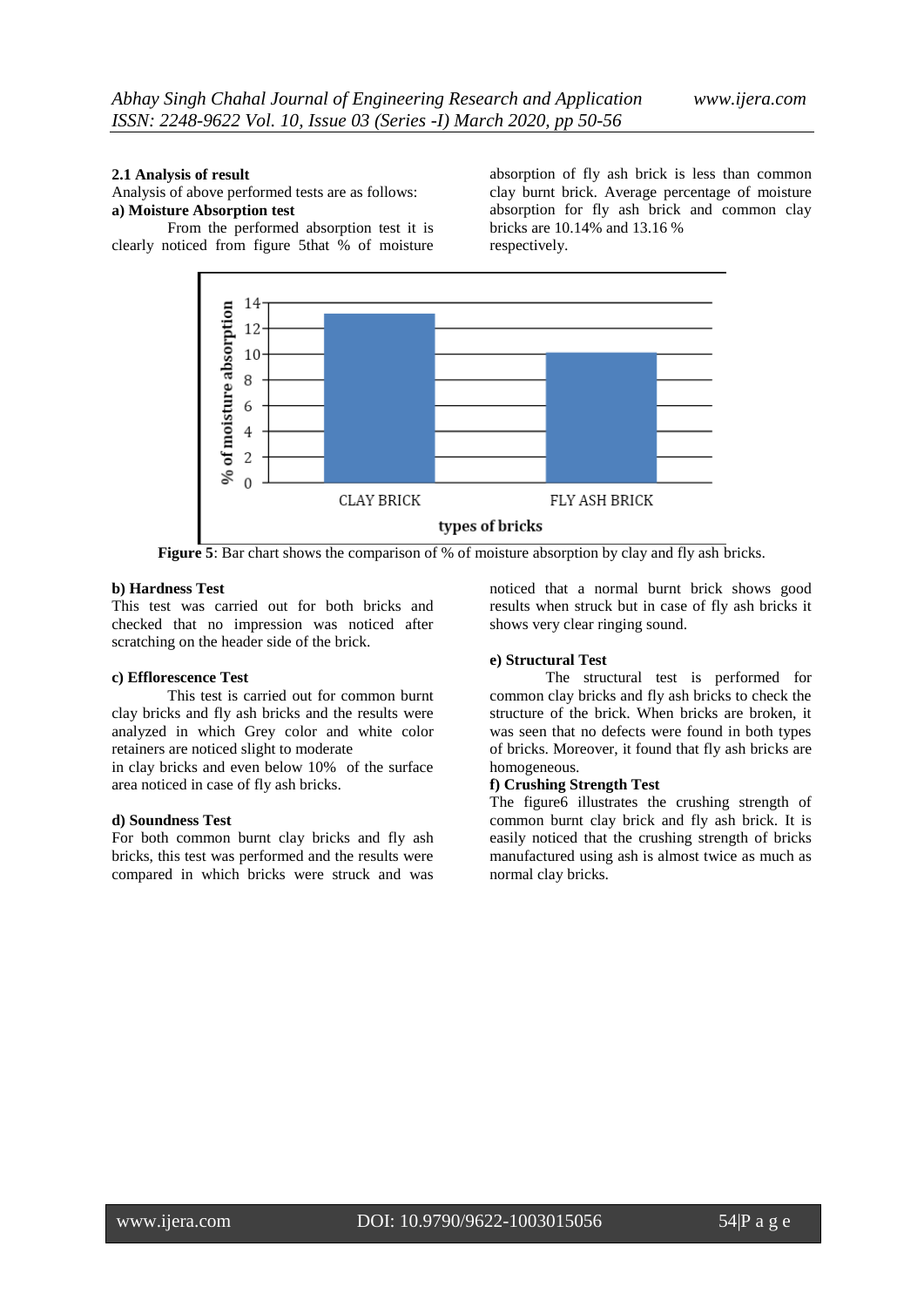### 2.1 Analysis of result

Analysis of above performed tests are as follows:

**a) Moisture Absorption test**

From the performed absorption test it is clearly noticed from figure 5that % of moisture absorption of fly ash brick is less than common clay burnt brick. Average percentage of moisture absorption for fly ash brick and common clay bricks are 10.14% and 13.16 % respectively.

**Figure 5**: Bar chart shows the comparison of % of moisture absorption by clay and fly ash bricks.

**b) Hardness Test**

This test was carried out for both bricks and checked that no impression was noticed after scratching on the header side of the brick.

**c) Efflorescence Test**

This test is carried out for common burnt clay bricks and fly ash bricks and the results were analyzed in which Grey color and white color retainers are noticed slight to moderate in clay bricks and even below 10% of the surface area noticed in case of fly ash bricks.

**d) Soundness Test**

For both common burnt clay bricks and fly ash bricks, this test was performed and the results were compared in which bricks were struck and was noticed that a normal burnt brick shows good results when struck but in case of fly ash bricks it shows very clear ringing sound.

**e) Structural Test**

The structural test is performed for common clay bricks and fly ash bricks to check the structure of the brick. When bricks are broken, it was seen that no defects were found in both types of bricks. Moreover, it found that fly ash bricks are homogeneous.

**f) Crushing Strength Test**

The figure6 illustrates the crushing strength of common burnt clay brick and fly ash brick. It is easily noticed that the crushing strength of bricks manufactured using ash is almost twice as much as normal clay bricks.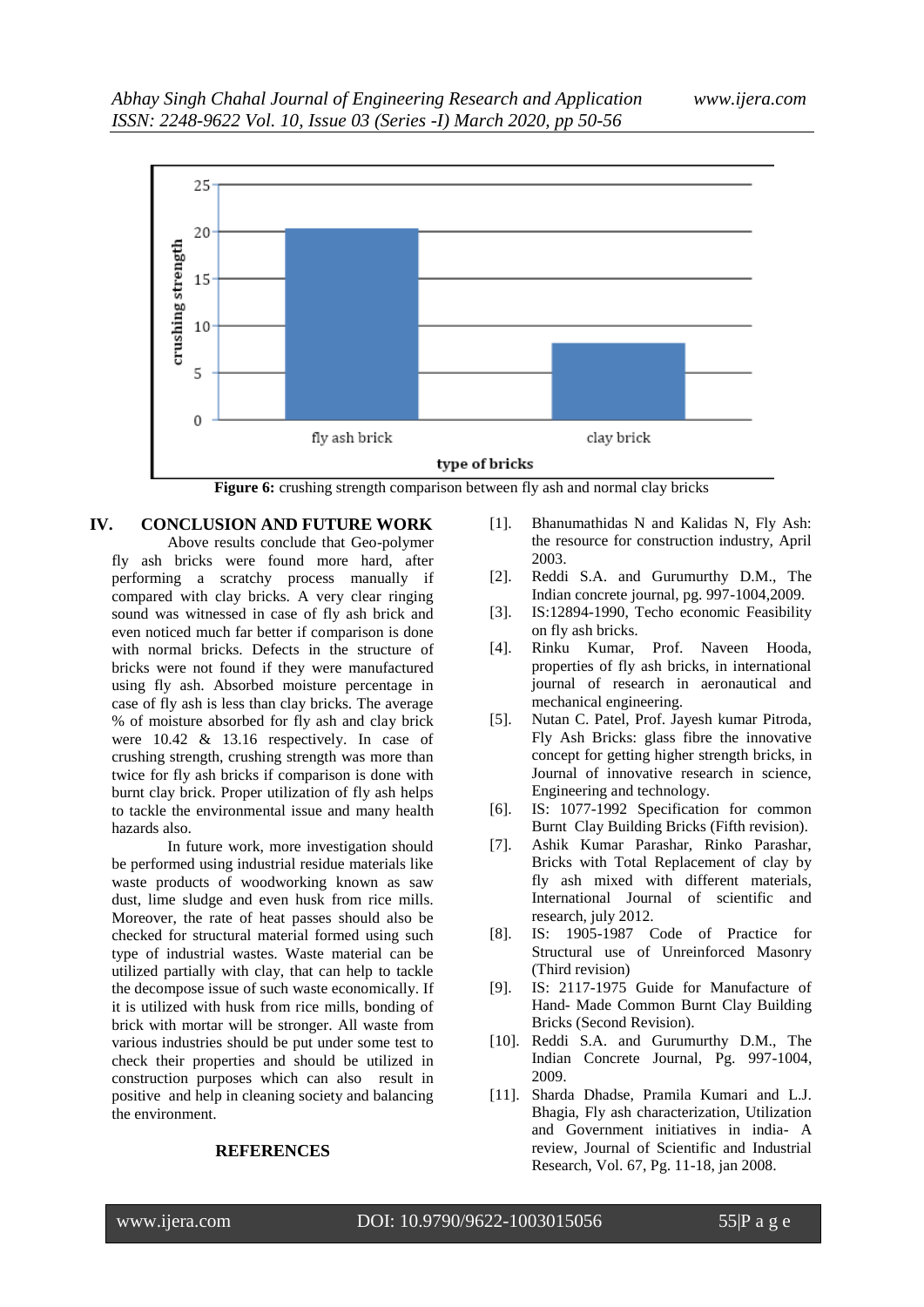Figure 6: crushing strength comparison between fly ash and normal clay bricks

## IV. CONCLUSION AND FUTURE WORK

Above results conclude that Geo-polymer fly ash bricks were found more hard, after performing a scratchy process manually if compared with clay bricks. A very clear ringing sound was witnessed in case of fly ash brick and even noticed much far better if comparison is done with normal bricks. Defects in the structure of bricks were not found if they were manufactured using fly ash. Absorbed moisture percentage in case of fly ash is less than clay bricks. The average % of moisture absorbed for fly ash and clay brick were 10.42 & 13.16 respectively. In case of crushing strength, crushing strength was more than twice for fly ash bricks if comparison is done with burnt clay brick. Proper utilization of fly ash helps to tackle the environmental issue and many health hazards also.

In future work, more investigation should be performed using industrial residue materials like waste products of woodworking known as saw dust, lime sludge and even husk from rice mills. Moreover, the rate of heat passes should also be checked for structural material formed using such type of industrial wastes. Waste material can be utilized partially with clay, that can help to tackle the decompose issue of such waste economically. If it is utilized with husk from rice mills, bonding of brick with mortar will be stronger. All waste from various industries should be put under some test to check their properties and should be utilized in construction purposes which can also result in positive and help in cleaning society and balancing the environment.

## REFERENCES

[1]. Bhanumathidas N and Kalidas N, Fly Ash: the resource for construction industry, April 2003.

[2]. Reddi S.A. and Gurumurthy D.M., The Indian concrete journal, pg. 997-1004,2009.

[3]. IS:12894-1990, Techo economic Feasibility on fly ash bricks.

[4]. Rinku Kumar, Prof. Naveen Hooda, properties of fly ash bricks, in international journal of research in aeronautical and mechanical engineering.

[5]. Nutan C. Patel, Prof. Jayesh kumar Pitroda, Fly Ash Bricks: glass fibre the innovative concept for getting higher strength bricks, in Journal of innovative research in science, Engineering and technology.

[6]. IS: 1077-1992 Specification for common Burnt Clay Building Bricks (Fifth revision).

[7]. Ashik Kumar Parashar, Rinko Parashar, Bricks with Total Replacement of clay by fly ash mixed with different materials, International Journal of scientific and research, july 2012.

[8]. IS: 1905-1987 Code of Practice for Structural use of Unreinforced Masonry (Third revision)

[9]. IS: 2117-1975 Guide for Manufacture of Hand- Made Common Burnt Clay Building Bricks (Second Revision).

[10]. Reddi S.A. and Gurumurthy D.M., The Indian Concrete Journal, Pg. 997-1004, 2009.

[11]. Sharda Dhadse, Pramila Kumari and L.J. Bhagia, Fly ash characterization, Utilization and Government initiatives in india- A review, Journal of Scientific and Industrial Research, Vol. 67, Pg. 11-18, jan 2008.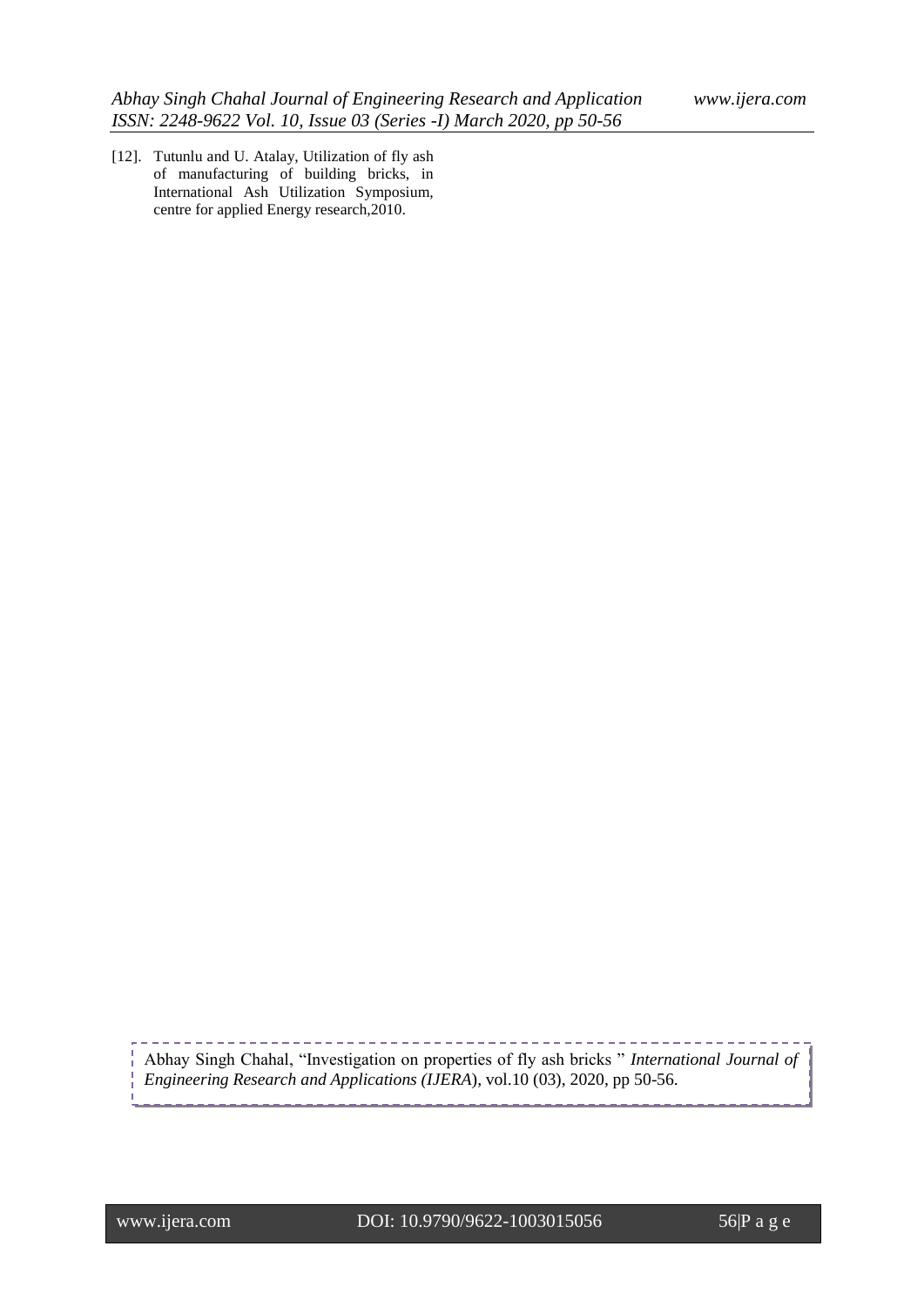[12]. Tutunlu and U. Atalay, Utilization of fly ash of manufacturing of building bricks, in International Ash Utilization Symposium, centre for applied Energy research,2010.

Abhay Singh Chahal, "Investigation on properties of fly ash bricks " *International Journal of Engineering Research and Applications (IJERA*), vol.10 (03), 2020, pp 50-56.